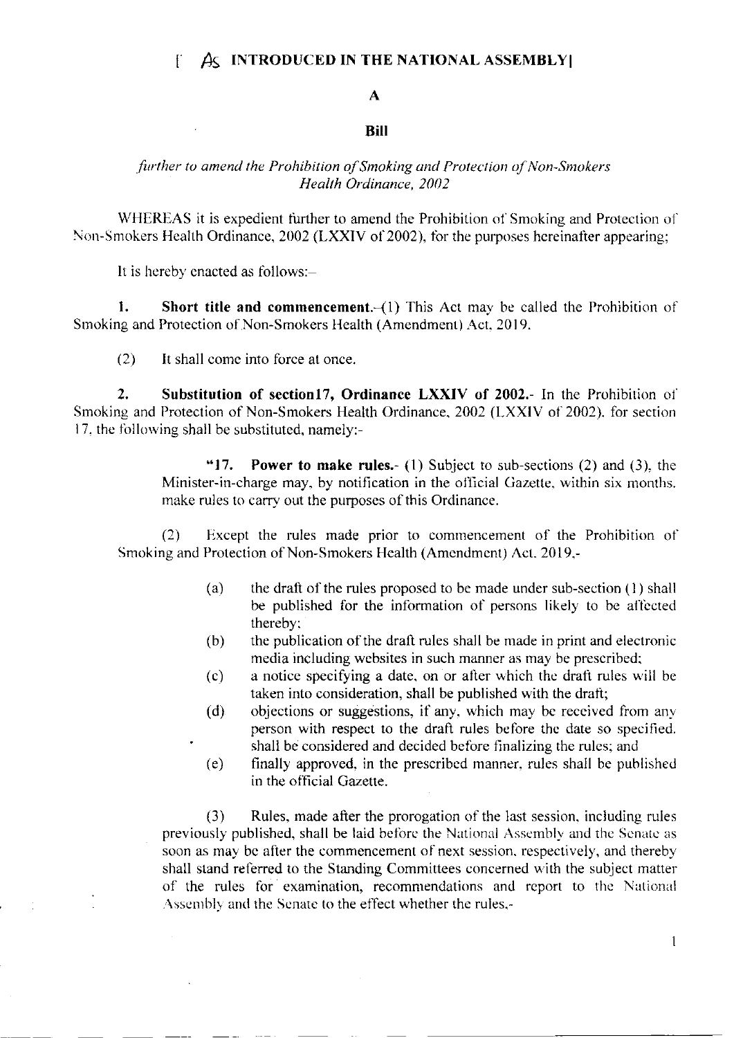**[ AS INTRODUCED IN THE NATIONAL ASSEMBLY]**

**A**

**Bill**

*further to amend the Prohibition of Smoking and Protection of Non-Smokers Health Ordinance, 2002*

WHEREAS it is expedient further to amend the Prohibition of Smoking and Protection of Non-Smokers Health Ordinance, 2002 (LXXIV of 2002), for the purposes hereinafter appearing;

It is hereby enacted as follows:-

**1. Short title and commencement.**-(1) This Act may be called the Prohibition of Smoking and Protection of Non-Smokers Health (Amendment) Act, 2019.

(2) It shall come into force at once.

**2. Substitution of section17, Ordinance LXXIV of 2002.**- In the Prohibition of Smoking and Protection of Non-Smokers Health Ordinance, 2002 (LXXIV of 2002), for section 17, the following shall be substituted, namely:-

> "**17. Power to make rules.**- (1) Subject to sub-sections (2) and (3), the Minister-in-charge may, by notification in the official Gazette, within six months, make rules to carry out the purposes of this Ordinance.
>
> (2) Except the rules made prior to commencement of the Prohibition of Smoking and Protection of Non-Smokers Health (Amendment) Act, 2019,-
>
> (a) the draft of the rules proposed to be made under sub-section (1) shall be published for the information of persons likely to be affected thereby;
>
> (b) the publication of the draft rules shall be made in print and electronic media including websites in such manner as may be prescribed;
>
> (c) a notice specifying a date, on or after which the draft rules will be taken into consideration, shall be published with the draft;
>
> (d) objections or suggestions, if any, which may be received from any person with respect to the draft rules before the date so specified, shall be considered and decided before finalizing the rules; and
>
> (e) finally approved, in the prescribed manner, rules shall be published in the official Gazette.
>
> (3) Rules, made after the prorogation of the last session, including rules previously published, shall be laid before the National Assembly and the Senate as soon as may be after the commencement of next session, respectively, and thereby shall stand referred to the Standing Committees concerned with the subject matter of the rules for examination, recommendations and report to the National Assembly and the Senate to the effect whether the rules,-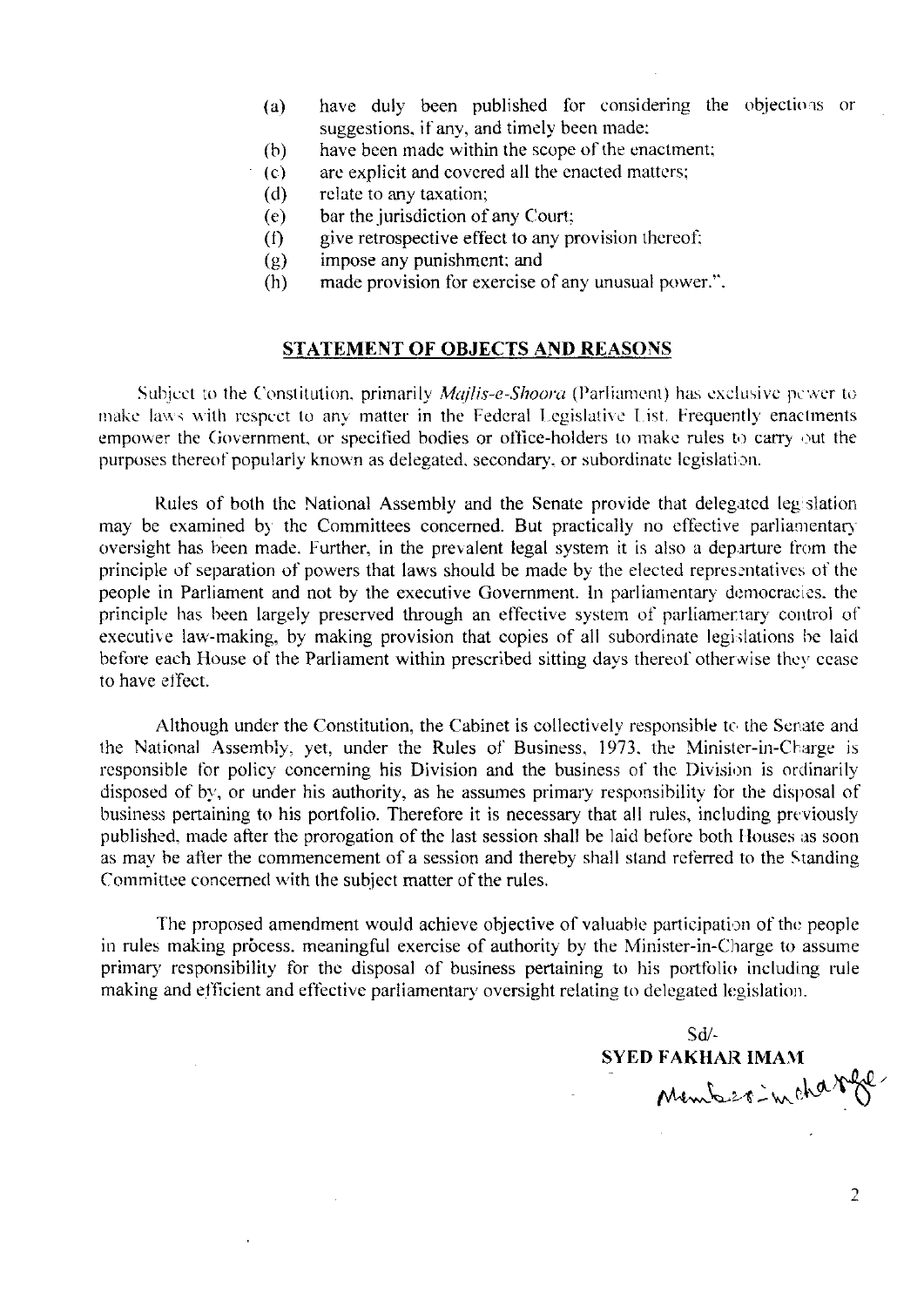(a) have duly been published for considering the objections or suggestions, if any, and timely been made;
(b) have been made within the scope of the enactment;
(c) are explicit and covered all the enacted matters;
(d) relate to any taxation;
(e) bar the jurisdiction of any Court;
(f) give retrospective effect to any provision thereof;
(g) impose any punishment; and
(h) made provision for exercise of any unusual power.".

## STATEMENT OF OBJECTS AND REASONS

Subject to the Constitution, primarily *Majlis-e-Shoora* (Parliament) has exclusive power to make laws with respect to any matter in the Federal Legislative List. Frequently enactments empower the Government, or specified bodies or office-holders to make rules to carry out the purposes thereof popularly known as delegated, secondary, or subordinate legislation.

Rules of both the National Assembly and the Senate provide that delegated legislation may be examined by the Committees concerned. But practically no effective parliamentary oversight has been made. Further, in the prevalent legal system it is also a departure from the principle of separation of powers that laws should be made by the elected representatives of the people in Parliament and not by the executive Government. In parliamentary democracies, the principle has been largely preserved through an effective system of parliamentary control of executive law-making, by making provision that copies of all subordinate legislations be laid before each House of the Parliament within prescribed sitting days thereof otherwise they cease to have effect.

Although under the Constitution, the Cabinet is collectively responsible to the Senate and the National Assembly, yet, under the Rules of Business, 1973, the Minister-in-Charge is responsible for policy concerning his Division and the business of the Division is ordinarily disposed of by, or under his authority, as he assumes primary responsibility for the disposal of business pertaining to his portfolio. Therefore it is necessary that all rules, including previously published, made after the prorogation of the last session shall be laid before both Houses as soon as may be after the commencement of a session and thereby shall stand referred to the Standing Committee concerned with the subject matter of the rules.

The proposed amendment would achieve objective of valuable participation of the people in rules making process, meaningful exercise of authority by the Minister-in-Charge to assume primary responsibility for the disposal of business pertaining to his portfolio including rule making and efficient and effective parliamentary oversight relating to delegated legislation.

Sd/-
**SYED FAKHAR IMAM**
Member-in-charge